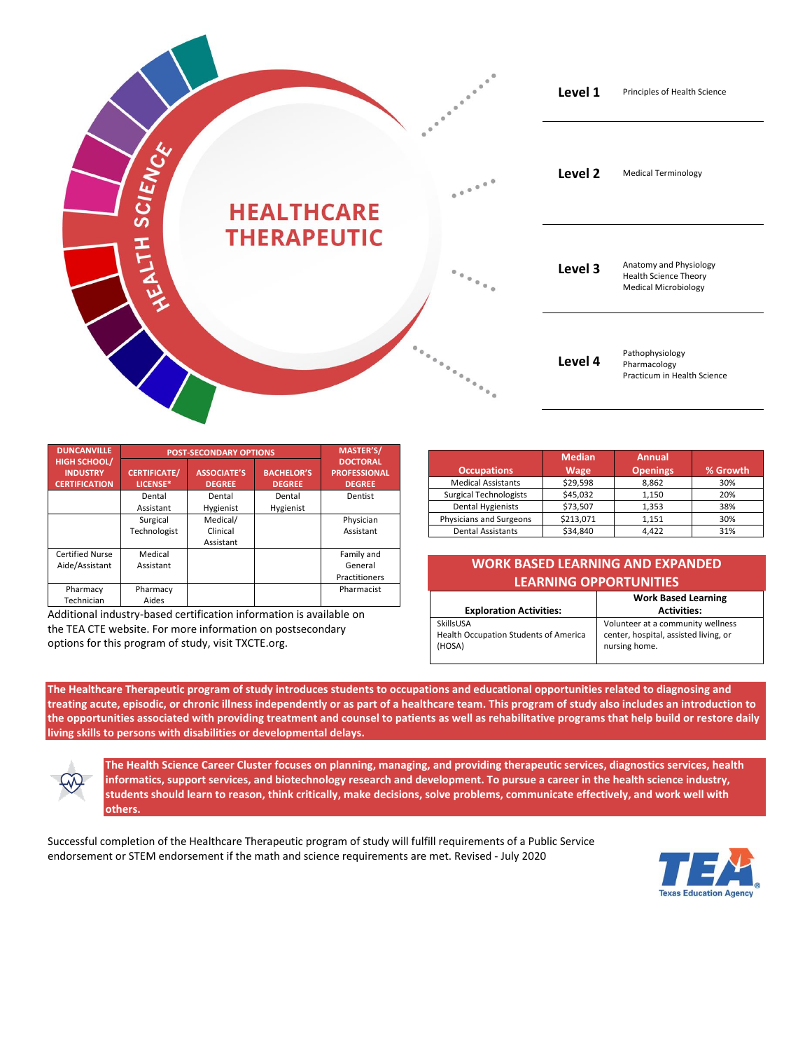# HEALTHCARE THERAPEUTIC

HEALTH SCIENCE

| Level | Courses |
|---|---|
| **Level 1** | Principles of Health Science |
| **Level 2** | Medical Terminology |
| **Level 3** | Anatomy and Physiology<br>Health Science Theory<br>Medical Microbiology |
| **Level 4** | Pathophysiology<br>Pharmacology<br>Practicum in Health Science |

| DUNCANVILLE HIGH SCHOOL/ INDUSTRY CERTIFICATION | POST-SECONDARY OPTIONS | | | MASTER'S/ DOCTORAL PROFESSIONAL DEGREE |
|---|---|---|---|---|
| | CERTIFICATE/ LICENSE* | ASSOCIATE'S DEGREE | BACHELOR'S DEGREE | |
| | Dental Assistant | Dental Hygienist | Dental Hygienist | Dentist |
| | Surgical Technologist | Medical/ Clinical Assistant | | Physician Assistant |
| Certified Nurse Aide/Assistant | Medical Assistant | | | Family and General Practitioners |
| Pharmacy Technician | Pharmacy Aides | | | Pharmacist |

Additional industry-based certification information is available on the TEA CTE website. For more information on postsecondary options for this program of study, visit TXCTE.org.

| Occupations | Median Wage | Annual Openings | % Growth |
|---|---|---|---|
| Medical Assistants | $29,598 | 8,862 | 30% |
| Surgical Technologists | $45,032 | 1,150 | 20% |
| Dental Hygienists | $73,507 | 1,353 | 38% |
| Physicians and Surgeons | $213,071 | 1,151 | 30% |
| Dental Assistants | $34,840 | 4,422 | 31% |

## WORK BASED LEARNING AND EXPANDED LEARNING OPPORTUNITIES

| Exploration Activities: | Work Based Learning Activities: |
|---|---|
| SkillsUSA<br>Health Occupation Students of America (HOSA) | Volunteer at a community wellness center, hospital, assisted living, or nursing home. |

**The Healthcare Therapeutic program of study introduces students to occupations and educational opportunities related to diagnosing and treating acute, episodic, or chronic illness independently or as part of a healthcare team. This program of study also includes an introduction to the opportunities associated with providing treatment and counsel to patients as well as rehabilitative programs that help build or restore daily living skills to persons with disabilities or developmental delays.**

**The Health Science Career Cluster focuses on planning, managing, and providing therapeutic services, diagnostics services, health informatics, support services, and biotechnology research and development. To pursue a career in the health science industry, students should learn to reason, think critically, make decisions, solve problems, communicate effectively, and work well with others.**

Successful completion of the Healthcare Therapeutic program of study will fulfill requirements of a Public Service endorsement or STEM endorsement if the math and science requirements are met. Revised - July 2020

TEA Texas Education Agency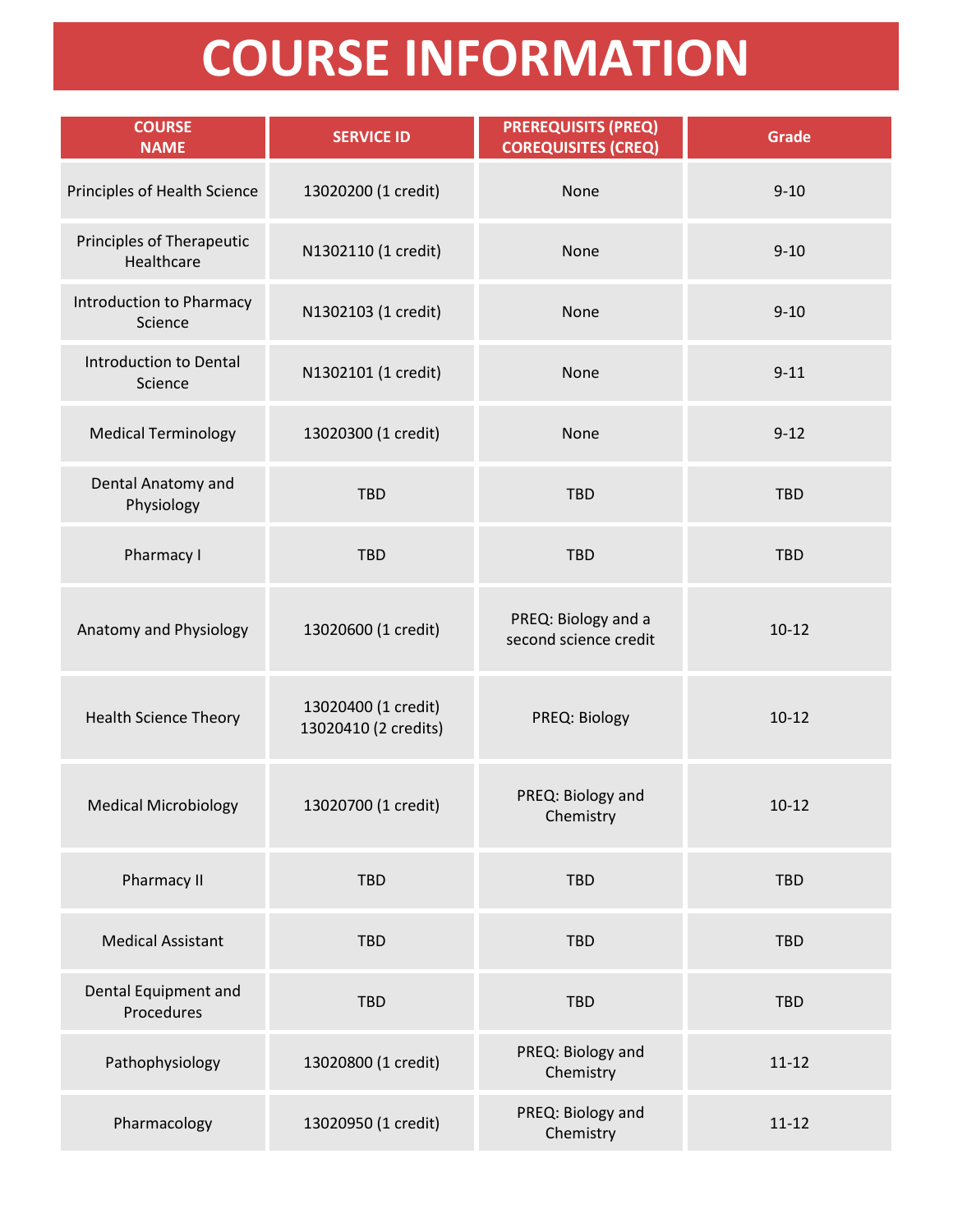# COURSE INFORMATION

| COURSE NAME | SERVICE ID | PREREQUISITS (PREQ) COREQUISITES (CREQ) | Grade |
|---|---|---|---|
| Principles of Health Science | 13020200 (1 credit) | None | 9-10 |
| Principles of Therapeutic Healthcare | N1302110 (1 credit) | None | 9-10 |
| Introduction to Pharmacy Science | N1302103 (1 credit) | None | 9-10 |
| Introduction to Dental Science | N1302101 (1 credit) | None | 9-11 |
| Medical Terminology | 13020300 (1 credit) | None | 9-12 |
| Dental Anatomy and Physiology | TBD | TBD | TBD |
| Pharmacy I | TBD | TBD | TBD |
| Anatomy and Physiology | 13020600 (1 credit) | PREQ: Biology and a second science credit | 10-12 |
| Health Science Theory | 13020400 (1 credit) 13020410 (2 credits) | PREQ: Biology | 10-12 |
| Medical Microbiology | 13020700 (1 credit) | PREQ: Biology and Chemistry | 10-12 |
| Pharmacy II | TBD | TBD | TBD |
| Medical Assistant | TBD | TBD | TBD |
| Dental Equipment and Procedures | TBD | TBD | TBD |
| Pathophysiology | 13020800 (1 credit) | PREQ: Biology and Chemistry | 11-12 |
| Pharmacology | 13020950 (1 credit) | PREQ: Biology and Chemistry | 11-12 |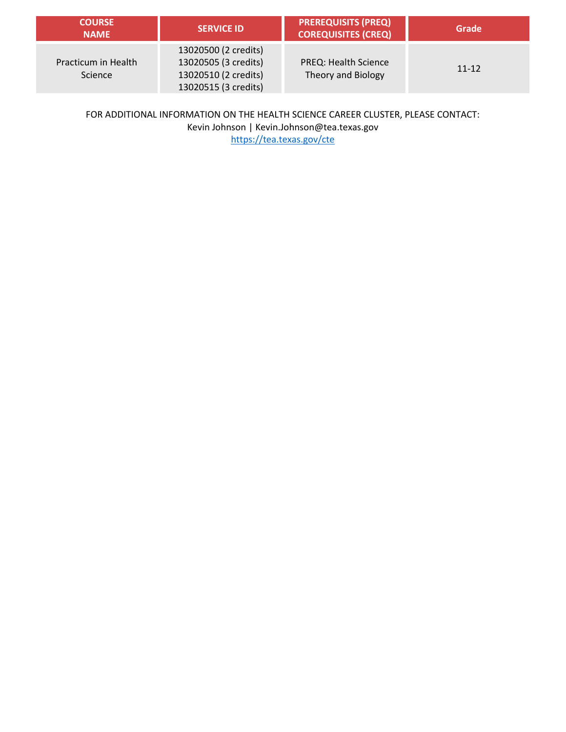| COURSE NAME | SERVICE ID | PREREQUISITS (PREQ) COREQUISITES (CREQ) | Grade |
|---|---|---|---|
| Practicum in Health Science | 13020500 (2 credits) 13020505 (3 credits) 13020510 (2 credits) 13020515 (3 credits) | PREQ: Health Science Theory and Biology | 11-12 |

FOR ADDITIONAL INFORMATION ON THE HEALTH SCIENCE CAREER CLUSTER, PLEASE CONTACT:
Kevin Johnson | Kevin.Johnson@tea.texas.gov
https://tea.texas.gov/cte